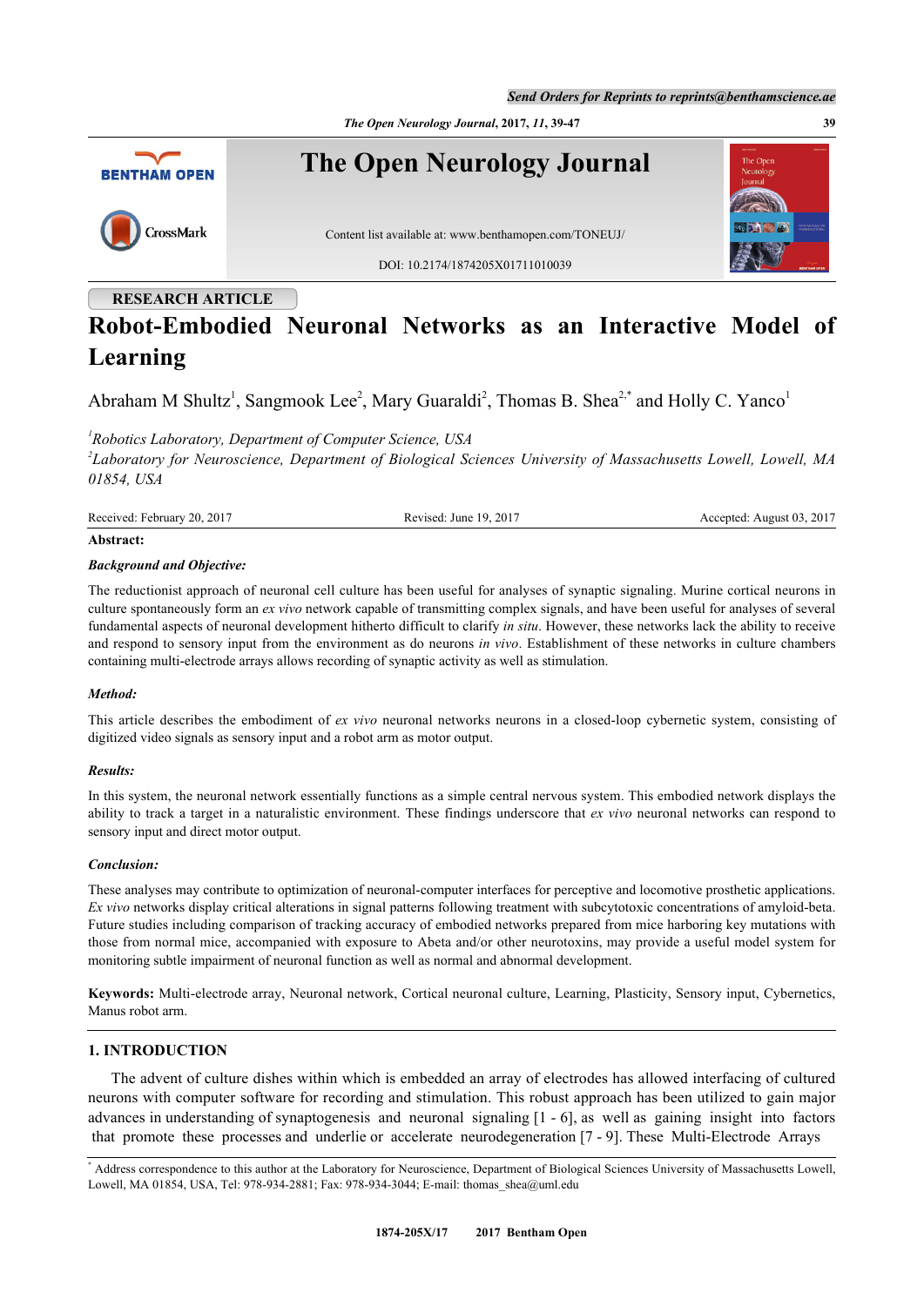RESEARCH ARTICLE

# Robot-Embodied Neuronal Networks as an Interactive Model of Learning

Abraham M Shultz[1], Sangmook Lee[2], Mary Guaraldi[2], Thomas B. Shea[2,*] and Holly C. Yanco[1]

[1]*Robotics Laboratory, Department of Computer Science, USA*
[2]*Laboratory for Neuroscience, Department of Biological Sciences University of Massachusetts Lowell, Lowell, MA 01854, USA*

Received: February 20, 2017 Revised: June 19, 2017 Accepted: August 03, 2017

**Abstract:**

***Background and Objective:***

The reductionist approach of neuronal cell culture has been useful for analyses of synaptic signaling. Murine cortical neurons in culture spontaneously form an *ex vivo* network capable of transmitting complex signals, and have been useful for analyses of several fundamental aspects of neuronal development hitherto difficult to clarify *in situ*. However, these networks lack the ability to receive and respond to sensory input from the environment as do neurons *in vivo*. Establishment of these networks in culture chambers containing multi-electrode arrays allows recording of synaptic activity as well as stimulation.

***Method:***

This article describes the embodiment of *ex vivo* neuronal networks neurons in a closed-loop cybernetic system, consisting of digitized video signals as sensory input and a robot arm as motor output.

***Results:***

In this system, the neuronal network essentially functions as a simple central nervous system. This embodied network displays the ability to track a target in a naturalistic environment. These findings underscore that *ex vivo* neuronal networks can respond to sensory input and direct motor output.

***Conclusion:***

These analyses may contribute to optimization of neuronal-computer interfaces for perceptive and locomotive prosthetic applications. *Ex vivo* networks display critical alterations in signal patterns following treatment with subcytotoxic concentrations of amyloid-beta. Future studies including comparison of tracking accuracy of embodied networks prepared from mice harboring key mutations with those from normal mice, accompanied with exposure to Abeta and/or other neurotoxins, may provide a useful model system for monitoring subtle impairment of neuronal function as well as normal and abnormal development.

**Keywords:** Multi-electrode array, Neuronal network, Cortical neuronal culture, Learning, Plasticity, Sensory input, Cybernetics, Manus robot arm.

## 1. INTRODUCTION

The advent of culture dishes within which is embedded an array of electrodes has allowed interfacing of cultured neurons with computer software for recording and stimulation. This robust approach has been utilized to gain major advances in understanding of synaptogenesis and neuronal signaling [1 - 6], as well as gaining insight into factors that promote these processes and underlie or accelerate neurodegeneration [7 - 9]. These Multi-Electrode Arrays

[*] Address correspondence to this author at the Laboratory for Neuroscience, Department of Biological Sciences University of Massachusetts Lowell, Lowell, MA 01854, USA, Tel: 978-934-2881; Fax: 978-934-3044; E-mail: thomas_shea@uml.edu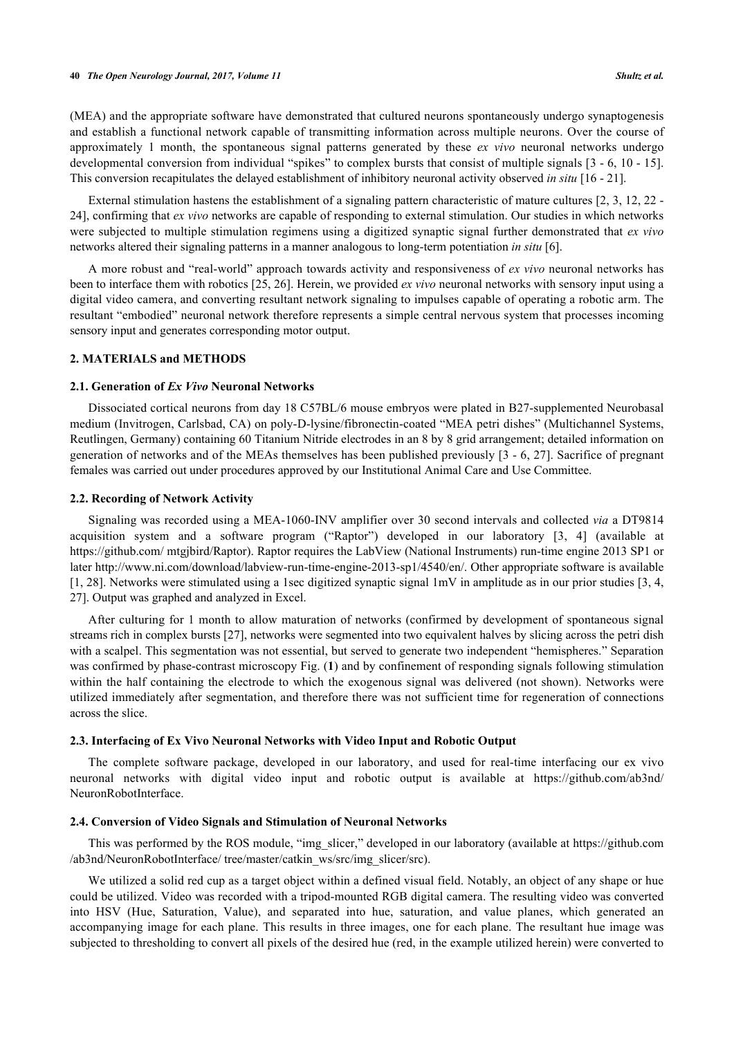(MEA) and the appropriate software have demonstrated that cultured neurons spontaneously undergo synaptogenesis and establish a functional network capable of transmitting information across multiple neurons. Over the course of approximately 1 month, the spontaneous signal patterns generated by these *ex vivo* neuronal networks undergo developmental conversion from individual "spikes" to complex bursts that consist of multiple signals [3 - 6, 10 - 15]. This conversion recapitulates the delayed establishment of inhibitory neuronal activity observed *in situ* [16 - 21].

External stimulation hastens the establishment of a signaling pattern characteristic of mature cultures [2, 3, 12, 22 - 24], confirming that *ex vivo* networks are capable of responding to external stimulation. Our studies in which networks were subjected to multiple stimulation regimens using a digitized synaptic signal further demonstrated that *ex vivo* networks altered their signaling patterns in a manner analogous to long-term potentiation *in situ* [6].

A more robust and "real-world" approach towards activity and responsiveness of *ex vivo* neuronal networks has been to interface them with robotics [25, 26]. Herein, we provided *ex vivo* neuronal networks with sensory input using a digital video camera, and converting resultant network signaling to impulses capable of operating a robotic arm. The resultant "embodied" neuronal network therefore represents a simple central nervous system that processes incoming sensory input and generates corresponding motor output.

## 2. MATERIALS and METHODS

### 2.1. Generation of *Ex Vivo* Neuronal Networks

Dissociated cortical neurons from day 18 C57BL/6 mouse embryos were plated in B27-supplemented Neurobasal medium (Invitrogen, Carlsbad, CA) on poly-D-lysine/fibronectin-coated "MEA petri dishes" (Multichannel Systems, Reutlingen, Germany) containing 60 Titanium Nitride electrodes in an 8 by 8 grid arrangement; detailed information on generation of networks and of the MEAs themselves has been published previously [3 - 6, 27]. Sacrifice of pregnant females was carried out under procedures approved by our Institutional Animal Care and Use Committee.

### 2.2. Recording of Network Activity

Signaling was recorded using a MEA-1060-INV amplifier over 30 second intervals and collected *via* a DT9814 acquisition system and a software program ("Raptor") developed in our laboratory [3, 4] (available at https://github.com/ mtgjbird/Raptor). Raptor requires the LabView (National Instruments) run-time engine 2013 SP1 or later http://www.ni.com/download/labview-run-time-engine-2013-sp1/4540/en/. Other appropriate software is available [1, 28]. Networks were stimulated using a 1sec digitized synaptic signal 1mV in amplitude as in our prior studies [3, 4, 27]. Output was graphed and analyzed in Excel.

After culturing for 1 month to allow maturation of networks (confirmed by development of spontaneous signal streams rich in complex bursts [27], networks were segmented into two equivalent halves by slicing across the petri dish with a scalpel. This segmentation was not essential, but served to generate two independent "hemispheres." Separation was confirmed by phase-contrast microscopy Fig. (**1**) and by confinement of responding signals following stimulation within the half containing the electrode to which the exogenous signal was delivered (not shown). Networks were utilized immediately after segmentation, and therefore there was not sufficient time for regeneration of connections across the slice.

### 2.3. Interfacing of Ex Vivo Neuronal Networks with Video Input and Robotic Output

The complete software package, developed in our laboratory, and used for real-time interfacing our ex vivo neuronal networks with digital video input and robotic output is available at https://github.com/ab3nd/ NeuronRobotInterface.

### 2.4. Conversion of Video Signals and Stimulation of Neuronal Networks

This was performed by the ROS module, "img_slicer," developed in our laboratory (available at https://github.com /ab3nd/NeuronRobotInterface/ tree/master/catkin_ws/src/img_slicer/src).

We utilized a solid red cup as a target object within a defined visual field. Notably, an object of any shape or hue could be utilized. Video was recorded with a tripod-mounted RGB digital camera. The resulting video was converted into HSV (Hue, Saturation, Value), and separated into hue, saturation, and value planes, which generated an accompanying image for each plane. This results in three images, one for each plane. The resultant hue image was subjected to thresholding to convert all pixels of the desired hue (red, in the example utilized herein) were converted to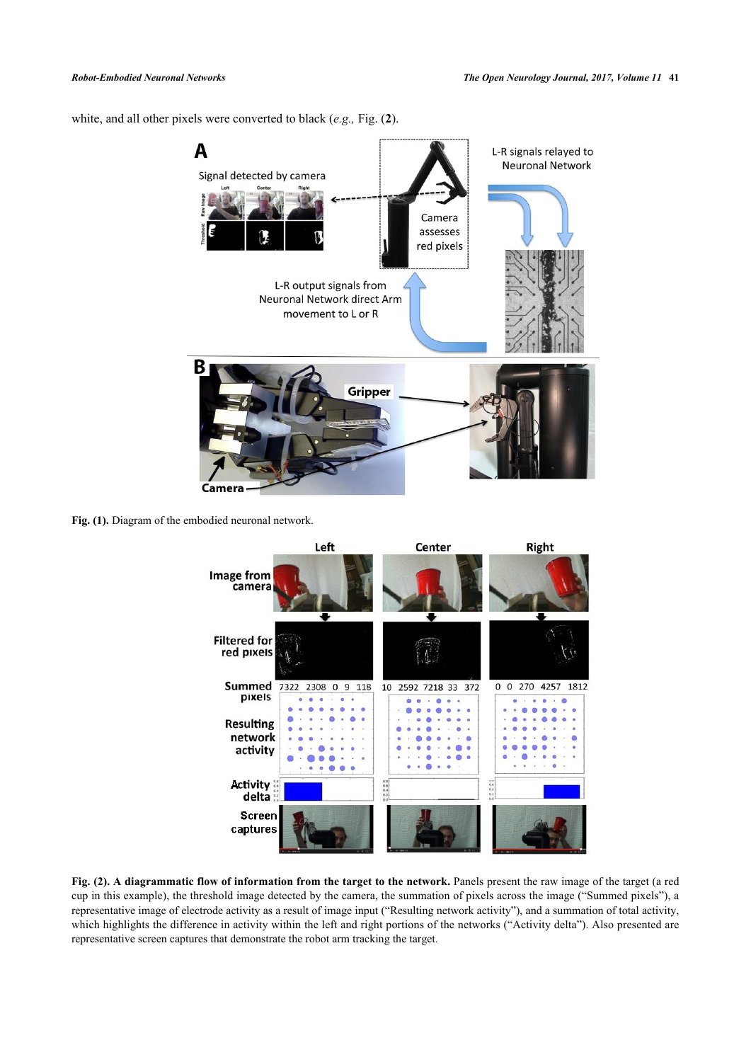white, and all other pixels were converted to black (*e.g.,* Fig. (**2**).

**Fig. (1).** Diagram of the embodied neuronal network.

**Fig. (2). A diagrammatic flow of information from the target to the network.** Panels present the raw image of the target (a red cup in this example), the threshold image detected by the camera, the summation of pixels across the image ("Summed pixels"), a representative image of electrode activity as a result of image input ("Resulting network activity"), and a summation of total activity, which highlights the difference in activity within the left and right portions of the networks ("Activity delta"). Also presented are representative screen captures that demonstrate the robot arm tracking the target.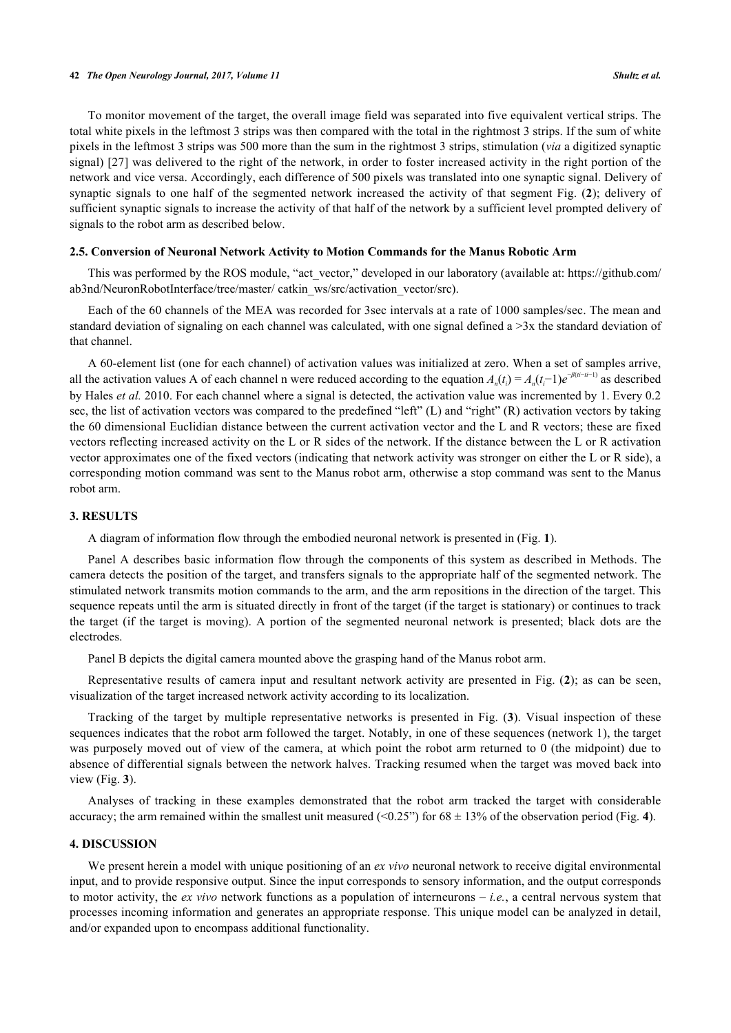To monitor movement of the target, the overall image field was separated into five equivalent vertical strips. The total white pixels in the leftmost 3 strips was then compared with the total in the rightmost 3 strips. If the sum of white pixels in the leftmost 3 strips was 500 more than the sum in the rightmost 3 strips, stimulation (*via* a digitized synaptic signal) [27] was delivered to the right of the network, in order to foster increased activity in the right portion of the network and vice versa. Accordingly, each difference of 500 pixels was translated into one synaptic signal. Delivery of synaptic signals to one half of the segmented network increased the activity of that segment Fig. (**2**); delivery of sufficient synaptic signals to increase the activity of that half of the network by a sufficient level prompted delivery of signals to the robot arm as described below.

### 2.5. Conversion of Neuronal Network Activity to Motion Commands for the Manus Robotic Arm

This was performed by the ROS module, "act_vector," developed in our laboratory (available at: https://github.com/ab3nd/NeuronRobotInterface/tree/master/ catkin_ws/src/activation_vector/src).

Each of the 60 channels of the MEA was recorded for 3sec intervals at a rate of 1000 samples/sec. The mean and standard deviation of signaling on each channel was calculated, with one signal defined a >3x the standard deviation of that channel.

A 60-element list (one for each channel) of activation values was initialized at zero. When a set of samples arrive, all the activation values A of each channel n were reduced according to the equation $A_n(t_i) = A_n(t_i{-}1)e^{-\beta(ti-ti-1)}$ as described by Hales *et al.* 2010. For each channel where a signal is detected, the activation value was incremented by 1. Every 0.2 sec, the list of activation vectors was compared to the predefined "left" (L) and "right" (R) activation vectors by taking the 60 dimensional Euclidian distance between the current activation vector and the L and R vectors; these are fixed vectors reflecting increased activity on the L or R sides of the network. If the distance between the L or R activation vector approximates one of the fixed vectors (indicating that network activity was stronger on either the L or R side), a corresponding motion command was sent to the Manus robot arm, otherwise a stop command was sent to the Manus robot arm.

## 3. RESULTS

A diagram of information flow through the embodied neuronal network is presented in (Fig. **1**).

Panel A describes basic information flow through the components of this system as described in Methods. The camera detects the position of the target, and transfers signals to the appropriate half of the segmented network. The stimulated network transmits motion commands to the arm, and the arm repositions in the direction of the target. This sequence repeats until the arm is situated directly in front of the target (if the target is stationary) or continues to track the target (if the target is moving). A portion of the segmented neuronal network is presented; black dots are the electrodes.

Panel B depicts the digital camera mounted above the grasping hand of the Manus robot arm.

Representative results of camera input and resultant network activity are presented in Fig. (**2**); as can be seen, visualization of the target increased network activity according to its localization.

Tracking of the target by multiple representative networks is presented in Fig. (**3**). Visual inspection of these sequences indicates that the robot arm followed the target. Notably, in one of these sequences (network 1), the target was purposely moved out of view of the camera, at which point the robot arm returned to 0 (the midpoint) due to absence of differential signals between the network halves. Tracking resumed when the target was moved back into view (Fig. **3**).

Analyses of tracking in these examples demonstrated that the robot arm tracked the target with considerable accuracy; the arm remained within the smallest unit measured (<0.25") for 68 ± 13% of the observation period (Fig. **4**).

## 4. DISCUSSION

We present herein a model with unique positioning of an *ex vivo* neuronal network to receive digital environmental input, and to provide responsive output. Since the input corresponds to sensory information, and the output corresponds to motor activity, the *ex vivo* network functions as a population of interneurons – *i.e.*, a central nervous system that processes incoming information and generates an appropriate response. This unique model can be analyzed in detail, and/or expanded upon to encompass additional functionality.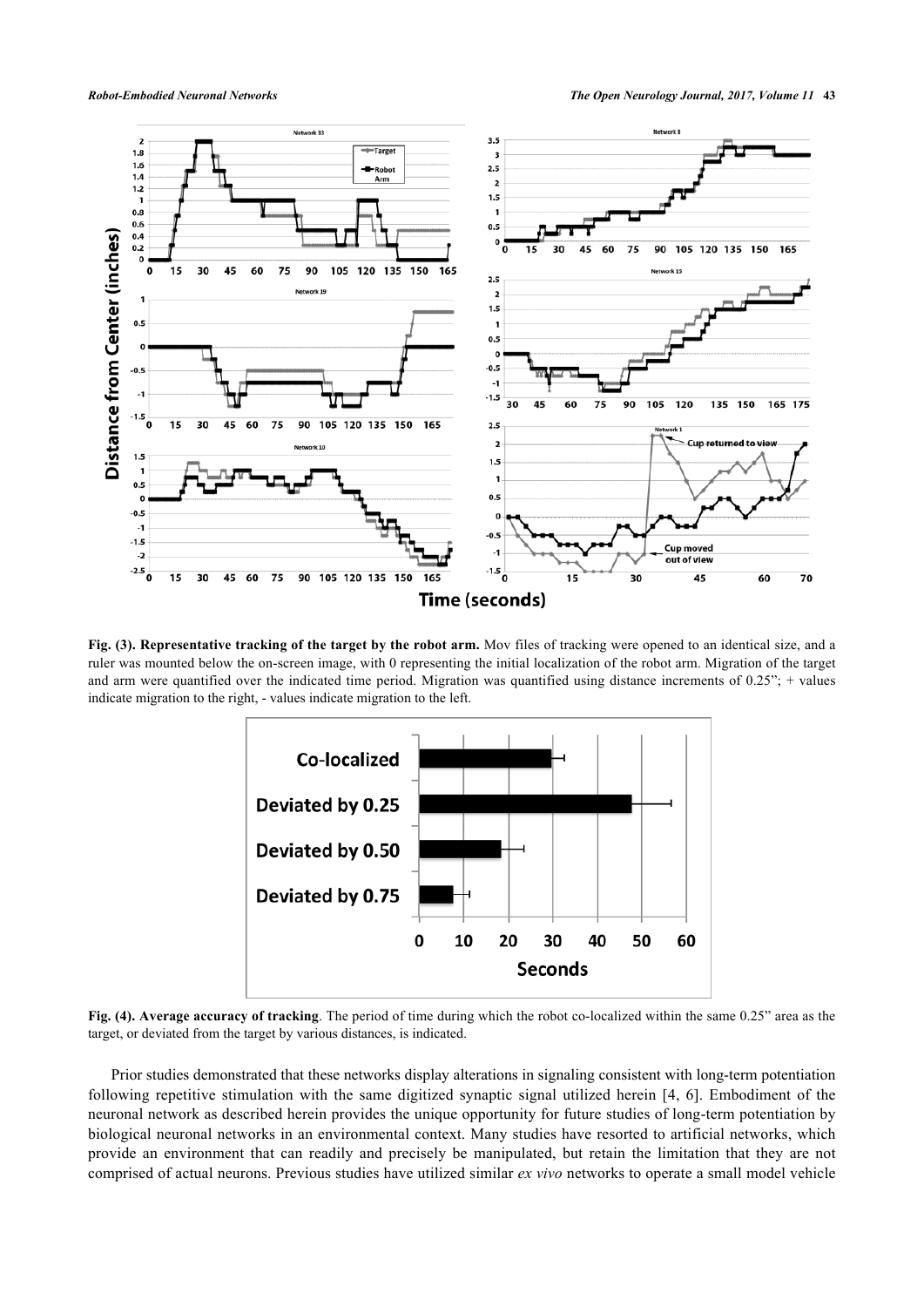**Fig. (3). Representative tracking of the target by the robot arm.** Mov files of tracking were opened to an identical size, and a ruler was mounted below the on-screen image, with 0 representing the initial localization of the robot arm. Migration of the target and arm were quantified over the indicated time period. Migration was quantified using distance increments of 0.25"; + values indicate migration to the right, - values indicate migration to the left.

**Fig. (4). Average accuracy of tracking**. The period of time during which the robot co-localized within the same 0.25" area as the target, or deviated from the target by various distances, is indicated.

Prior studies demonstrated that these networks display alterations in signaling consistent with long-term potentiation following repetitive stimulation with the same digitized synaptic signal utilized herein [4, 6]. Embodiment of the neuronal network as described herein provides the unique opportunity for future studies of long-term potentiation by biological neuronal networks in an environmental context. Many studies have resorted to artificial networks, which provide an environment that can readily and precisely be manipulated, but retain the limitation that they are not comprised of actual neurons. Previous studies have utilized similar *ex vivo* networks to operate a small model vehicle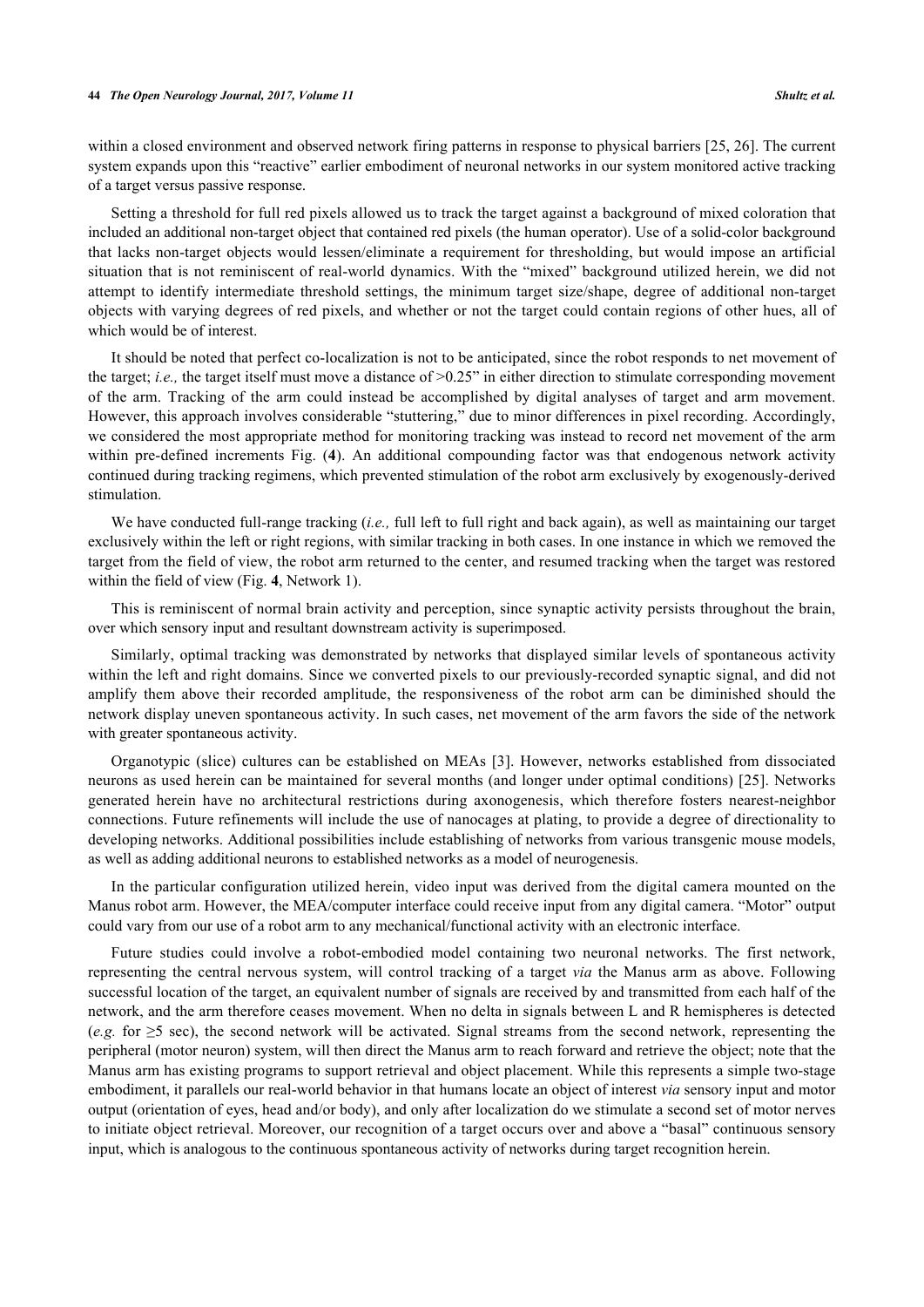within a closed environment and observed network firing patterns in response to physical barriers [25, 26]. The current system expands upon this "reactive" earlier embodiment of neuronal networks in our system monitored active tracking of a target versus passive response.

Setting a threshold for full red pixels allowed us to track the target against a background of mixed coloration that included an additional non-target object that contained red pixels (the human operator). Use of a solid-color background that lacks non-target objects would lessen/eliminate a requirement for thresholding, but would impose an artificial situation that is not reminiscent of real-world dynamics. With the "mixed" background utilized herein, we did not attempt to identify intermediate threshold settings, the minimum target size/shape, degree of additional non-target objects with varying degrees of red pixels, and whether or not the target could contain regions of other hues, all of which would be of interest.

It should be noted that perfect co-localization is not to be anticipated, since the robot responds to net movement of the target; *i.e.,* the target itself must move a distance of >0.25" in either direction to stimulate corresponding movement of the arm. Tracking of the arm could instead be accomplished by digital analyses of target and arm movement. However, this approach involves considerable "stuttering," due to minor differences in pixel recording. Accordingly, we considered the most appropriate method for monitoring tracking was instead to record net movement of the arm within pre-defined increments Fig. (**4**). An additional compounding factor was that endogenous network activity continued during tracking regimens, which prevented stimulation of the robot arm exclusively by exogenously-derived stimulation.

We have conducted full-range tracking (*i.e.,* full left to full right and back again), as well as maintaining our target exclusively within the left or right regions, with similar tracking in both cases. In one instance in which we removed the target from the field of view, the robot arm returned to the center, and resumed tracking when the target was restored within the field of view (Fig. **4**, Network 1).

This is reminiscent of normal brain activity and perception, since synaptic activity persists throughout the brain, over which sensory input and resultant downstream activity is superimposed.

Similarly, optimal tracking was demonstrated by networks that displayed similar levels of spontaneous activity within the left and right domains. Since we converted pixels to our previously-recorded synaptic signal, and did not amplify them above their recorded amplitude, the responsiveness of the robot arm can be diminished should the network display uneven spontaneous activity. In such cases, net movement of the arm favors the side of the network with greater spontaneous activity.

Organotypic (slice) cultures can be established on MEAs [3]. However, networks established from dissociated neurons as used herein can be maintained for several months (and longer under optimal conditions) [25]. Networks generated herein have no architectural restrictions during axonogenesis, which therefore fosters nearest-neighbor connections. Future refinements will include the use of nanocages at plating, to provide a degree of directionality to developing networks. Additional possibilities include establishing of networks from various transgenic mouse models, as well as adding additional neurons to established networks as a model of neurogenesis.

In the particular configuration utilized herein, video input was derived from the digital camera mounted on the Manus robot arm. However, the MEA/computer interface could receive input from any digital camera. "Motor" output could vary from our use of a robot arm to any mechanical/functional activity with an electronic interface.

Future studies could involve a robot-embodied model containing two neuronal networks. The first network, representing the central nervous system, will control tracking of a target *via* the Manus arm as above. Following successful location of the target, an equivalent number of signals are received by and transmitted from each half of the network, and the arm therefore ceases movement. When no delta in signals between L and R hemispheres is detected (*e.g.* for ≥5 sec), the second network will be activated. Signal streams from the second network, representing the peripheral (motor neuron) system, will then direct the Manus arm to reach forward and retrieve the object; note that the Manus arm has existing programs to support retrieval and object placement. While this represents a simple two-stage embodiment, it parallels our real-world behavior in that humans locate an object of interest *via* sensory input and motor output (orientation of eyes, head and/or body), and only after localization do we stimulate a second set of motor nerves to initiate object retrieval. Moreover, our recognition of a target occurs over and above a "basal" continuous sensory input, which is analogous to the continuous spontaneous activity of networks during target recognition herein.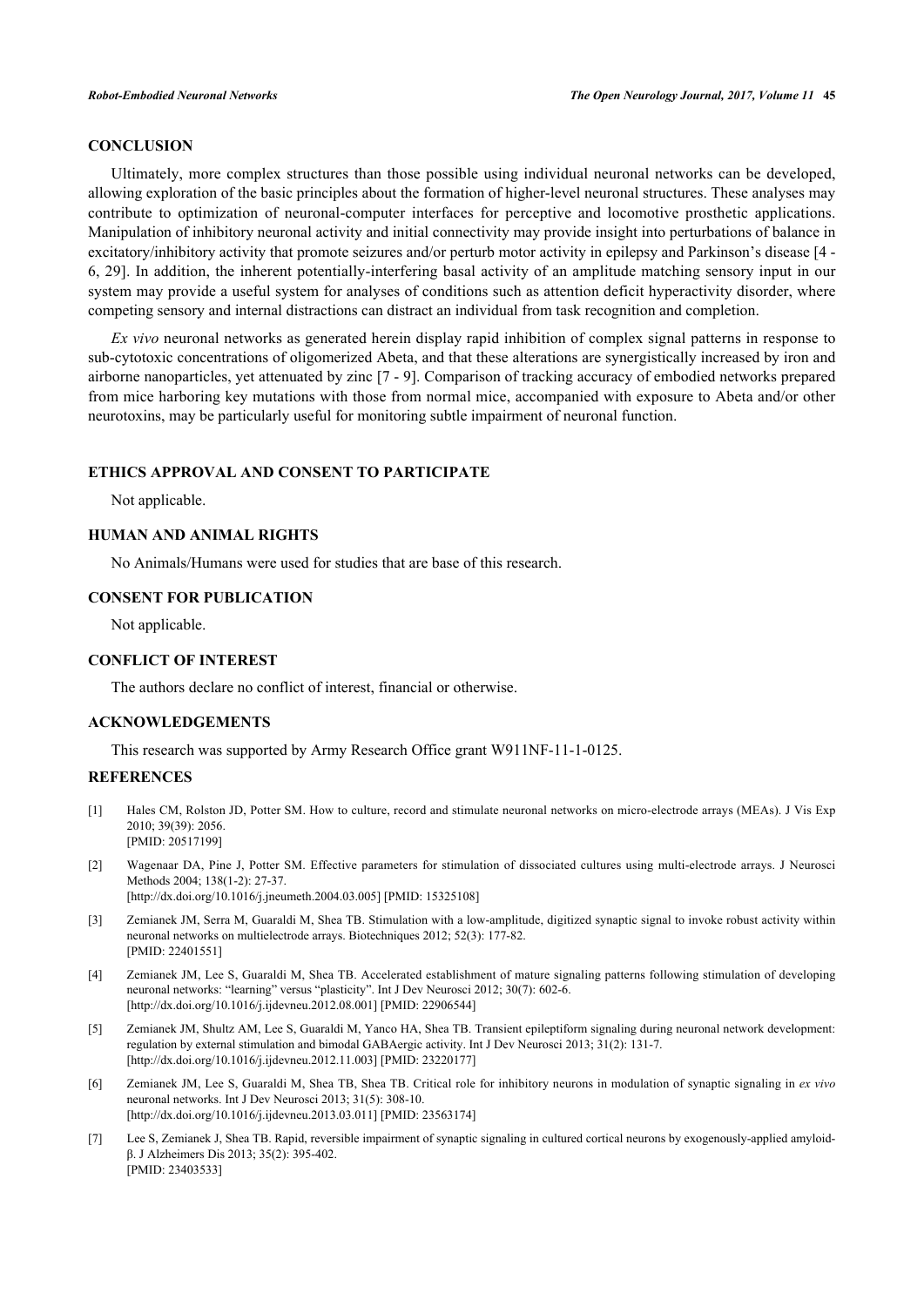## CONCLUSION

Ultimately, more complex structures than those possible using individual neuronal networks can be developed, allowing exploration of the basic principles about the formation of higher-level neuronal structures. These analyses may contribute to optimization of neuronal-computer interfaces for perceptive and locomotive prosthetic applications. Manipulation of inhibitory neuronal activity and initial connectivity may provide insight into perturbations of balance in excitatory/inhibitory activity that promote seizures and/or perturb motor activity in epilepsy and Parkinson's disease [4 - 6, 29]. In addition, the inherent potentially-interfering basal activity of an amplitude matching sensory input in our system may provide a useful system for analyses of conditions such as attention deficit hyperactivity disorder, where competing sensory and internal distractions can distract an individual from task recognition and completion.

*Ex vivo* neuronal networks as generated herein display rapid inhibition of complex signal patterns in response to sub-cytotoxic concentrations of oligomerized Abeta, and that these alterations are synergistically increased by iron and airborne nanoparticles, yet attenuated by zinc [7 - 9]. Comparison of tracking accuracy of embodied networks prepared from mice harboring key mutations with those from normal mice, accompanied with exposure to Abeta and/or other neurotoxins, may be particularly useful for monitoring subtle impairment of neuronal function.

## ETHICS APPROVAL AND CONSENT TO PARTICIPATE

Not applicable.

## HUMAN AND ANIMAL RIGHTS

No Animals/Humans were used for studies that are base of this research.

## CONSENT FOR PUBLICATION

Not applicable.

## CONFLICT OF INTEREST

The authors declare no conflict of interest, financial or otherwise.

## ACKNOWLEDGEMENTS

This research was supported by Army Research Office grant W911NF-11-1-0125.

## REFERENCES

[1] Hales CM, Rolston JD, Potter SM. How to culture, record and stimulate neuronal networks on micro-electrode arrays (MEAs). J Vis Exp 2010; 39(39): 2056.
[PMID: 20517199]

[2] Wagenaar DA, Pine J, Potter SM. Effective parameters for stimulation of dissociated cultures using multi-electrode arrays. J Neurosci Methods 2004; 138(1-2): 27-37.
[http://dx.doi.org/10.1016/j.jneumeth.2004.03.005] [PMID: 15325108]

[3] Zemianek JM, Serra M, Guaraldi M, Shea TB. Stimulation with a low-amplitude, digitized synaptic signal to invoke robust activity within neuronal networks on multielectrode arrays. Biotechniques 2012; 52(3): 177-82.
[PMID: 22401551]

[4] Zemianek JM, Lee S, Guaraldi M, Shea TB. Accelerated establishment of mature signaling patterns following stimulation of developing neuronal networks: "learning" versus "plasticity". Int J Dev Neurosci 2012; 30(7): 602-6.
[http://dx.doi.org/10.1016/j.ijdevneu.2012.08.001] [PMID: 22906544]

[5] Zemianek JM, Shultz AM, Lee S, Guaraldi M, Yanco HA, Shea TB. Transient epileptiform signaling during neuronal network development: regulation by external stimulation and bimodal GABAergic activity. Int J Dev Neurosci 2013; 31(2): 131-7.
[http://dx.doi.org/10.1016/j.ijdevneu.2012.11.003] [PMID: 23220177]

[6] Zemianek JM, Lee S, Guaraldi M, Shea TB, Shea TB. Critical role for inhibitory neurons in modulation of synaptic signaling in *ex vivo* neuronal networks. Int J Dev Neurosci 2013; 31(5): 308-10.
[http://dx.doi.org/10.1016/j.ijdevneu.2013.03.011] [PMID: 23563174]

[7] Lee S, Zemianek J, Shea TB. Rapid, reversible impairment of synaptic signaling in cultured cortical neurons by exogenously-applied amyloid-β. J Alzheimers Dis 2013; 35(2): 395-402.
[PMID: 23403533]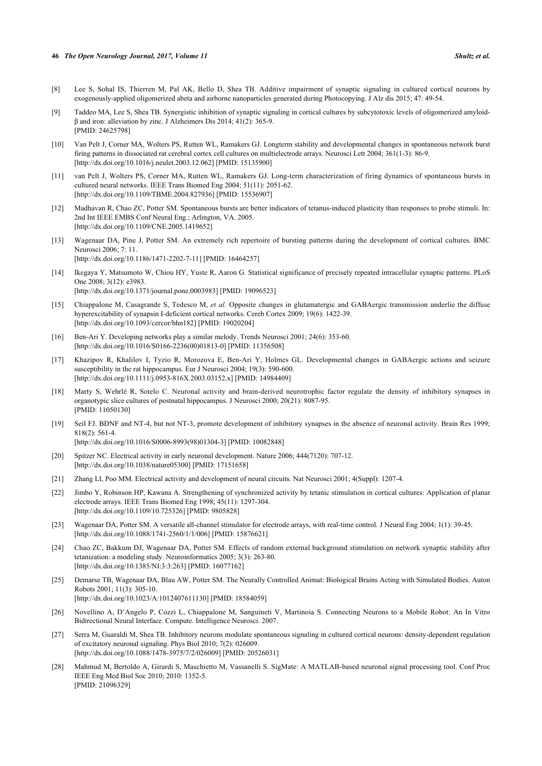[8] Lee S, Sohal IS, Thierren M, Pal AK, Bello D, Shea TB. Additive impairment of synaptic signaling in cultured cortical neurons by exogenously-applied oligomerized abeta and airborne nanoparticles generated during Photocopying. J Alz dis 2015; 47: 49-54.

[9] Taddeo MA, Lee S, Shea TB. Synergistic inhibition of synaptic signaling in cortical cultures by subcytotoxic levels of oligomerized amyloid-β and iron: alleviation by zinc. J Alzheimers Dis 2014; 41(2): 365-9. [PMID: 24625798]

[10] Van Pelt J, Corner MA, Wolters PS, Rutten WL, Ramakers GJ. Longterm stability and developmental changes in spontaneous network burst firing patterns in dissociated rat cerebral cortex cell cultures on multielectrode arrays. Neurosci Lett 2004; 361(1-3): 86-9. [http://dx.doi.org/10.1016/j.neulet.2003.12.062] [PMID: 15135900]

[11] van Pelt J, Wolters PS, Corner MA, Rutten WL, Ramakers GJ. Long-term characterization of firing dynamics of spontaneous bursts in cultured neural networks. IEEE Trans Biomed Eng 2004; 51(11): 2051-62. [http://dx.doi.org/10.1109/TBME.2004.827936] [PMID: 15536907]

[12] Madhavan R, Chao ZC, Potter SM. Spontaneous bursts are better indicators of tetanus-induced plasticity than responses to probe stimuli. In: 2nd Int IEEE EMBS Conf Neural Eng.; Arlington, VA. 2005. [http://dx.doi.org/10.1109/CNE.2005.1419652]

[13] Wagenaar DA, Pine J, Potter SM. An extremely rich repertoire of bursting patterns during the development of cortical cultures. BMC Neurosci 2006; 7: 11. [http://dx.doi.org/10.1186/1471-2202-7-11] [PMID: 16464257]

[14] Ikegaya Y, Matsumoto W, Chiou HY, Yuste R, Aaron G. Statistical significance of precisely repeated intracellular synaptic patterns. PLoS One 2008; 3(12): e3983. [http://dx.doi.org/10.1371/journal.pone.0003983] [PMID: 19096523]

[15] Chiappalone M, Casagrande S, Tedesco M, *et al.* Opposite changes in glutamatergic and GABAergic transmission underlie the diffuse hyperexcitability of synapsin I-deficient cortical networks. Cereb Cortex 2009; 19(6): 1422-39. [http://dx.doi.org/10.1093/cercor/bhn182] [PMID: 19020204]

[16] Ben-Ari Y. Developing networks play a similar melody. Trends Neurosci 2001; 24(6): 353-60. [http://dx.doi.org/10.1016/S0166-2236(00)01813-0] [PMID: 11356508]

[17] Khazipov R, Khalilov I, Tyzio R, Morozova E, Ben-Ari Y, Holmes GL. Developmental changes in GABAergic actions and seizure susceptibility in the rat hippocampus. Eur J Neurosci 2004; 19(3): 590-600. [http://dx.doi.org/10.1111/j.0953-816X.2003.03152.x] [PMID: 14984409]

[18] Marty S, Wehrlé R, Sotelo C. Neuronal activity and brain-derived neurotrophic factor regulate the density of inhibitory synapses in organotypic slice cultures of postnatal hippocampus. J Neurosci 2000; 20(21): 8087-95. [PMID: 11050130]

[19] Seil FJ. BDNF and NT-4, but not NT-3, promote development of inhibitory synapses in the absence of neuronal activity. Brain Res 1999; 818(2): 561-4. [http://dx.doi.org/10.1016/S0006-8993(98)01304-3] [PMID: 10082848]

[20] Spitzer NC. Electrical activity in early neuronal development. Nature 2006; 444(7120): 707-12. [http://dx.doi.org/10.1038/nature05300] [PMID: 17151658]

[21] Zhang LI, Poo MM. Electrical activity and development of neural circuits. Nat Neurosci 2001; 4(Suppl): 1207-4.

[22] Jimbo Y, Robinson HP, Kawana A. Strengthening of synchronized activity by tetanic stimulation in cortical cultures: Application of planar electrode arrays. IEEE Trans Biomed Eng 1998; 45(11): 1297-304. [http://dx.doi.org/10.1109/10.725326] [PMID: 9805828]

[23] Wagenaar DA, Potter SM. A versatile all-channel stimulator for electrode arrays, with real-time control. J Neural Eng 2004; 1(1): 39-45. [http://dx.doi.org/10.1088/1741-2560/1/1/006] [PMID: 15876621]

[24] Chao ZC, Bakkum DJ, Wagenaar DA, Potter SM. Effects of random external background stimulation on network synaptic stability after tetanization: a modeling study. Neuroinformatics 2005; 3(3): 263-80. [http://dx.doi.org/10.1385/NI:3:3:263] [PMID: 16077162]

[25] Demarse TB, Wagenaar DA, Blau AW, Potter SM. The Neurally Controlled Animat: Biological Brains Acting with Simulated Bodies. Auton Robots 2001; 11(3): 305-10. [http://dx.doi.org/10.1023/A:1012407611130] [PMID: 18584059]

[26] Novellino A, D'Angelo P, Cozzi L, Chiappalone M, Sanguineti V, Martinoia S. Connecting Neurons to a Mobile Robot: An In Vitro Bidirectional Neural Interface. Compute. Intelligence Neurosci. 2007.

[27] Serra M, Guaraldi M, Shea TB. Inhibitory neurons modulate spontaneous signaling in cultured cortical neurons: density-dependent regulation of excitatory neuronal signaling. Phys Biol 2010; 7(2): 026009. [http://dx.doi.org/10.1088/1478-3975/7/2/026009] [PMID: 20526031]

[28] Mahmud M, Bertoldo A, Girardi S, Maschietto M, Vassanelli S. SigMate: A MATLAB-based neuronal signal processing tool. Conf Proc IEEE Eng Med Biol Soc 2010; 2010: 1352-5. [PMID: 21096329]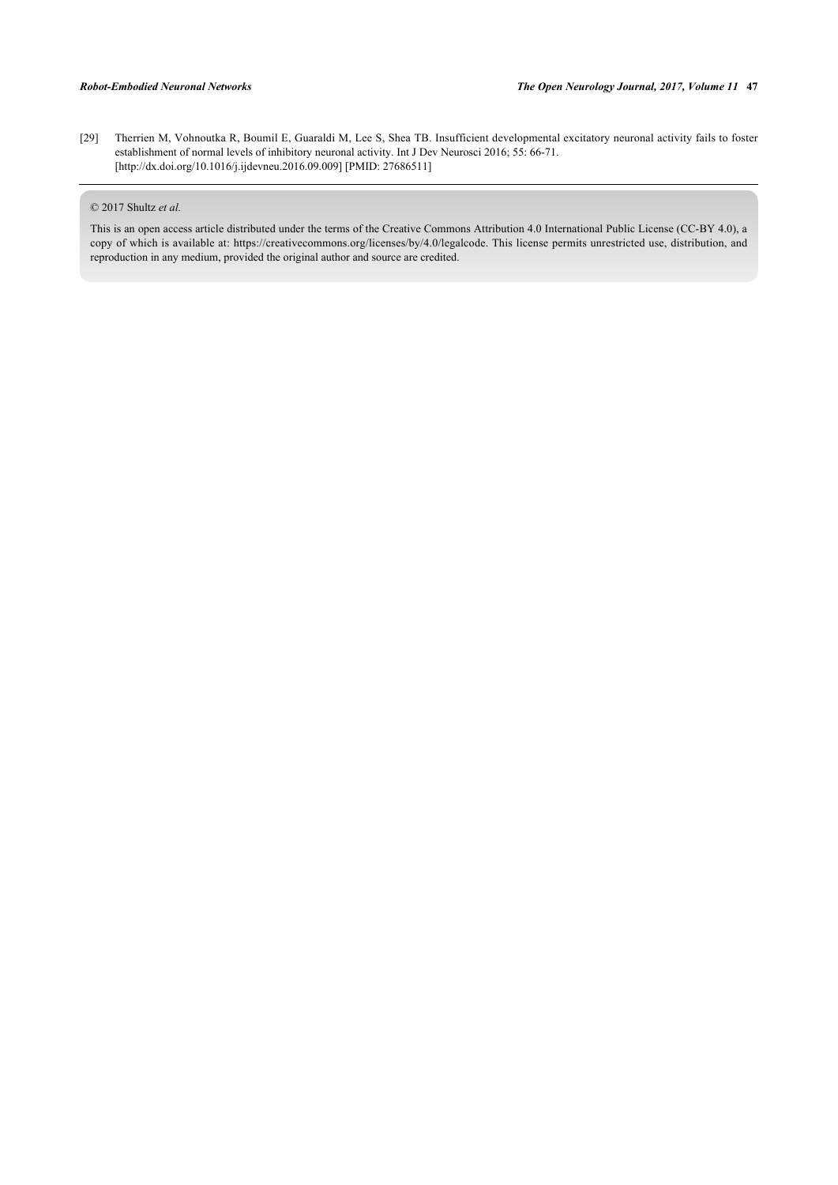[29] Therrien M, Vohnoutka R, Boumil E, Guaraldi M, Lee S, Shea TB. Insufficient developmental excitatory neuronal activity fails to foster establishment of normal levels of inhibitory neuronal activity. Int J Dev Neurosci 2016; 55: 66-71. [http://dx.doi.org/10.1016/j.ijdevneu.2016.09.009] [PMID: 27686511]

---

© 2017 Shultz *et al.*

This is an open access article distributed under the terms of the Creative Commons Attribution 4.0 International Public License (CC-BY 4.0), a copy of which is available at: https://creativecommons.org/licenses/by/4.0/legalcode. This license permits unrestricted use, distribution, and reproduction in any medium, provided the original author and source are credited.